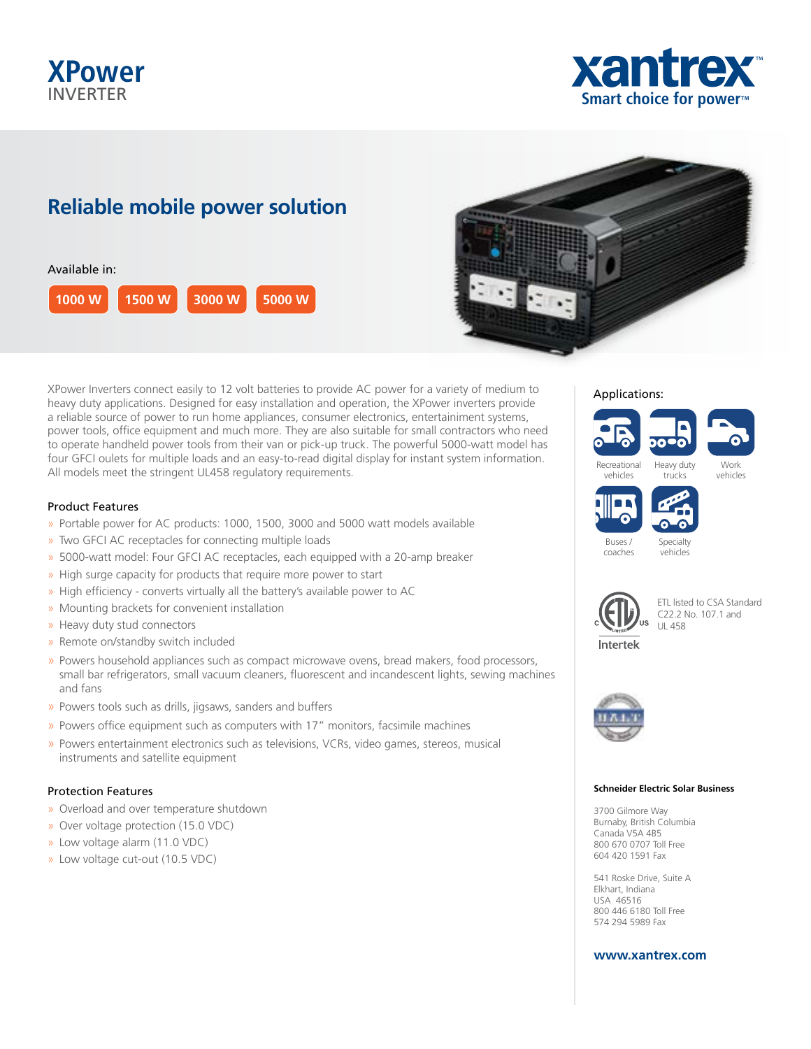# XPower

INVERTER

xantrex™

Smart choice for power™

## Reliable mobile power solution

Available in:

1000 W | 1500 W | 3000 W | 5000 W

XPower Inverters connect easily to 12 volt batteries to provide AC power for a variety of medium to heavy duty applications. Designed for easy installation and operation, the XPower inverters provide a reliable source of power to run home appliances, consumer electronics, entertainment systems, power tools, office equipment and much more. They are also suitable for small contractors who need to operate handheld power tools from their van or pick-up truck. The powerful 5000-watt model has four GFCI oulets for multiple loads and an easy-to-read digital display for instant system information. All models meet the stringent UL458 regulatory requirements.

### Product Features

- Portable power for AC products: 1000, 1500, 3000 and 5000 watt models available
- Two GFCI AC receptacles for connecting multiple loads
- 5000-watt model: Four GFCI AC receptacles, each equipped with a 20-amp breaker
- High surge capacity for products that require more power to start
- High efficiency - converts virtually all the battery's available power to AC
- Mounting brackets for convenient installation
- Heavy duty stud connectors
- Remote on/standby switch included
- Powers household appliances such as compact microwave ovens, bread makers, food processors, small bar refrigerators, small vacuum cleaners, fluorescent and incandescent lights, sewing machines and fans
- Powers tools such as drills, jigsaws, sanders and buffers
- Powers office equipment such as computers with 17" monitors, facsimile machines
- Powers entertainment electronics such as televisions, VCRs, video games, stereos, musical instruments and satellite equipment

### Protection Features

- Overload and over temperature shutdown
- Over voltage protection (15.0 VDC)
- Low voltage alarm (11.0 VDC)
- Low voltage cut-out (10.5 VDC)

### Applications:

Recreational vehicles, Heavy duty trucks, Work vehicles, Buses / coaches, Specialty vehicles

ETL listed to CSA Standard C22.2 No. 107.1 and UL 458

Intertek

**Schneider Electric Solar Business**

3700 Gilmore Way
Burnaby, British Columbia
Canada V5A 4B5
800 670 0707 Toll Free
604 420 1591 Fax

541 Roske Drive, Suite A
Elkhart, Indiana
USA 46516
800 446 6180 Toll Free
574 294 5989 Fax

**www.xantrex.com**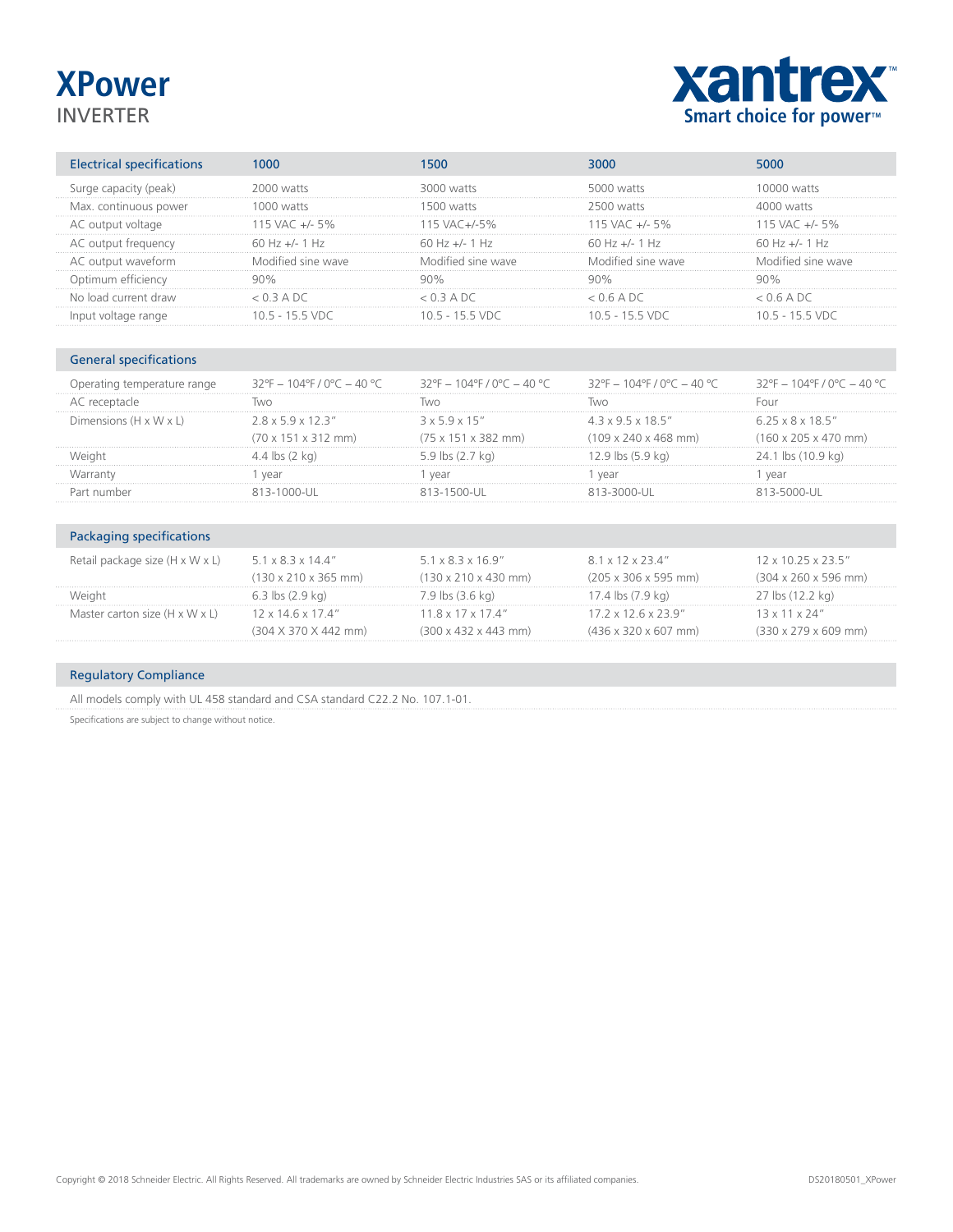# XPower

INVERTER

xantrex

Smart choice for power™

| Electrical specifications | 1000 | 1500 | 3000 | 5000 |
|---|---|---|---|---|
| Surge capacity (peak) | 2000 watts | 3000 watts | 5000 watts | 10000 watts |
| Max. continuous power | 1000 watts | 1500 watts | 2500 watts | 4000 watts |
| AC output voltage | 115 VAC +/- 5% | 115 VAC+/-5% | 115 VAC +/- 5% | 115 VAC +/- 5% |
| AC output frequency | 60 Hz +/- 1 Hz | 60 Hz +/- 1 Hz | 60 Hz +/- 1 Hz | 60 Hz +/- 1 Hz |
| AC output waveform | Modified sine wave | Modified sine wave | Modified sine wave | Modified sine wave |
| Optimum efficiency | 90% | 90% | 90% | 90% |
| No load current draw | < 0.3 A DC | < 0.3 A DC | < 0.6 A DC | < 0.6 A DC |
| Input voltage range | 10.5 - 15.5 VDC | 10.5 - 15.5 VDC | 10.5 - 15.5 VDC | 10.5 - 15.5 VDC |

| General specifications | | | | |
|---|---|---|---|---|
| Operating temperature range | 32°F – 104°F / 0°C – 40 °C | 32°F – 104°F / 0°C – 40 °C | 32°F – 104°F / 0°C – 40 °C | 32°F – 104°F / 0°C – 40 °C |
| AC receptacle | Two | Two | Two | Four |
| Dimensions (H x W x L) | 2.8 x 5.9 x 12.3" (70 x 151 x 312 mm) | 3 x 5.9 x 15" (75 x 151 x 382 mm) | 4.3 x 9.5 x 18.5" (109 x 240 x 468 mm) | 6.25 x 8 x 18.5" (160 x 205 x 470 mm) |
| Weight | 4.4 lbs (2 kg) | 5.9 lbs (2.7 kg) | 12.9 lbs (5.9 kg) | 24.1 lbs (10.9 kg) |
| Warranty | 1 year | 1 year | 1 year | 1 year |
| Part number | 813-1000-UL | 813-1500-UL | 813-3000-UL | 813-5000-UL |

| Packaging specifications | | | | |
|---|---|---|---|---|
| Retail package size (H x W x L) | 5.1 x 8.3 x 14.4" (130 x 210 x 365 mm) | 5.1 x 8.3 x 16.9" (130 x 210 x 430 mm) | 8.1 x 12 x 23.4" (205 x 306 x 595 mm) | 12 x 10.25 x 23.5" (304 x 260 x 596 mm) |
| Weight | 6.3 lbs (2.9 kg) | 7.9 lbs (3.6 kg) | 17.4 lbs (7.9 kg) | 27 lbs (12.2 kg) |
| Master carton size (H x W x L) | 12 x 14.6 x 17.4" (304 X 370 X 442 mm) | 11.8 x 17 x 17.4" (300 x 432 x 443 mm) | 17.2 x 12.6 x 23.9" (436 x 320 x 607 mm) | 13 x 11 x 24" (330 x 279 x 609 mm) |

## Regulatory Compliance

All models comply with UL 458 standard and CSA standard C22.2 No. 107.1-01.

Specifications are subject to change without notice.

Copyright © 2018 Schneider Electric. All Rights Reserved. All trademarks are owned by Schneider Electric Industries SAS or its affiliated companies.

DS20180501_XPower